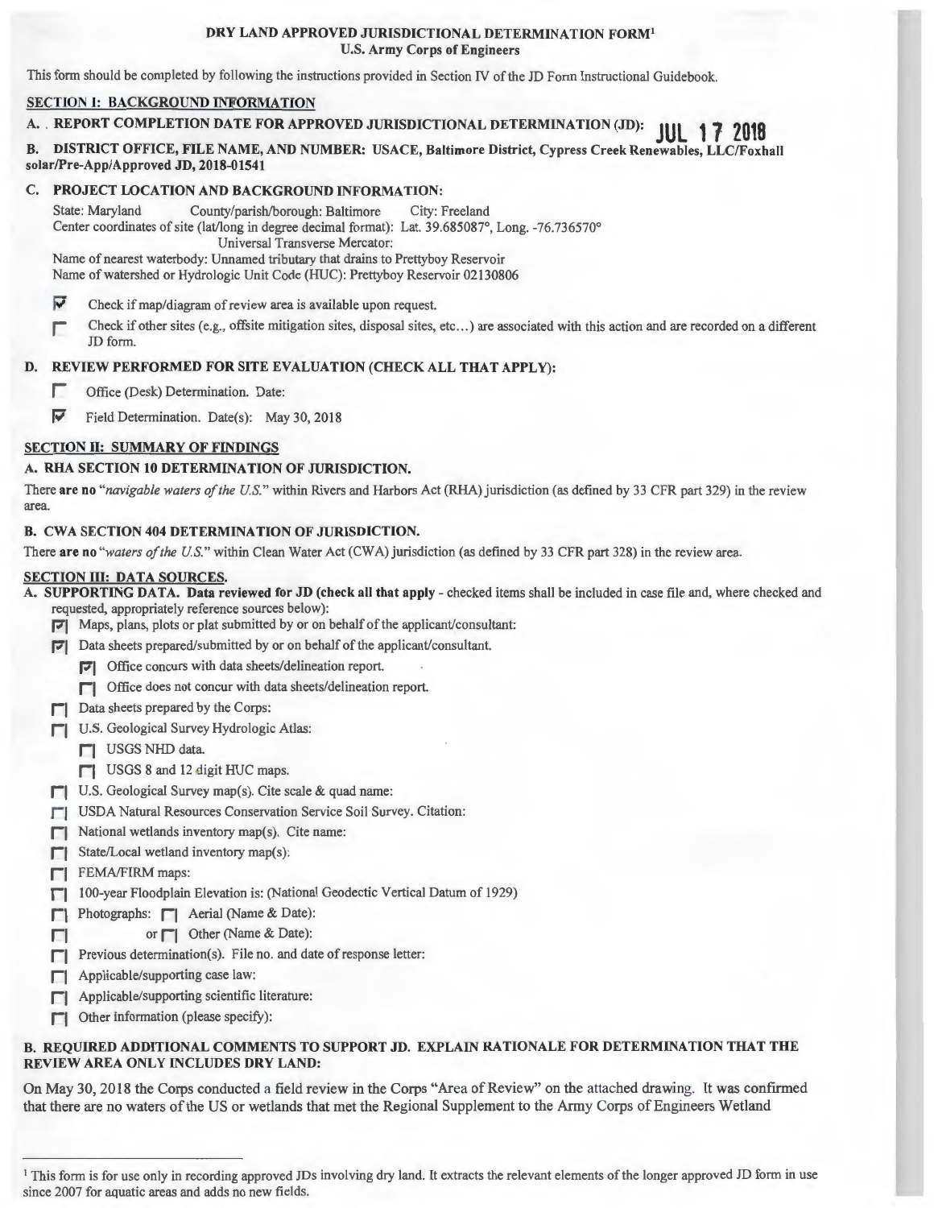# DRY LAND APPROVED JURISDICTIONAL DETERMINATION FORM[1]
## U.S. Army Corps of Engineers

This form should be completed by following the instructions provided in Section IV of the JD Form Instructional Guidebook.

## SECTION I: BACKGROUND INFORMATION

**A. REPORT COMPLETION DATE FOR APPROVED JURISDICTIONAL DETERMINATION (JD):** JUL 17 2018

**B. DISTRICT OFFICE, FILE NAME, AND NUMBER: USACE, Baltimore District, Cypress Creek Renewables, LLC/Foxhall solar/Pre-App/Approved JD, 2018-01541**

**C. PROJECT LOCATION AND BACKGROUND INFORMATION:**

State: Maryland County/parish/borough: Baltimore City: Freeland
Center coordinates of site (lat/long in degree decimal format): Lat. 39.685087°, Long. -76.736570°
Universal Transverse Mercator:
Name of nearest waterbody: Unnamed tributary that drains to Prettyboy Reservoir
Name of watershed or Hydrologic Unit Code (HUC): Prettyboy Reservoir 02130806

- [x] Check if map/diagram of review area is available upon request.
- [ ] Check if other sites (e.g., offsite mitigation sites, disposal sites, etc...) are associated with this action and are recorded on a different JD form.

**D. REVIEW PERFORMED FOR SITE EVALUATION (CHECK ALL THAT APPLY):**

- [ ] Office (Desk) Determination. Date:
- [x] Field Determination. Date(s): May 30, 2018

## SECTION II: SUMMARY OF FINDINGS

**A. RHA SECTION 10 DETERMINATION OF JURISDICTION.**

There **are no** "*navigable waters of the U.S.*" within Rivers and Harbors Act (RHA) jurisdiction (as defined by 33 CFR part 329) in the review area.

**B. CWA SECTION 404 DETERMINATION OF JURISDICTION.**

There **are no** "*waters of the U.S.*" within Clean Water Act (CWA) jurisdiction (as defined by 33 CFR part 328) in the review area.

## SECTION III: DATA SOURCES.

**A. SUPPORTING DATA. Data reviewed for JD (check all that apply** - checked items shall be included in case file and, where checked and requested, appropriately reference sources below):

- [x] Maps, plans, plots or plat submitted by or on behalf of the applicant/consultant:
- [x] Data sheets prepared/submitted by or on behalf of the applicant/consultant.
  - [x] Office concurs with data sheets/delineation report.
  - [ ] Office does not concur with data sheets/delineation report.
- [ ] Data sheets prepared by the Corps:
- [ ] U.S. Geological Survey Hydrologic Atlas:
  - [ ] USGS NHD data.
  - [ ] USGS 8 and 12 digit HUC maps.
- [ ] U.S. Geological Survey map(s). Cite scale & quad name:
- [ ] USDA Natural Resources Conservation Service Soil Survey. Citation:
- [ ] National wetlands inventory map(s). Cite name:
- [ ] State/Local wetland inventory map(s):
- [ ] FEMA/FIRM maps:
- [ ] 100-year Floodplain Elevation is: (National Geodectic Vertical Datum of 1929)
- [ ] Photographs: [ ] Aerial (Name & Date):
- [ ] or [ ] Other (Name & Date):
- [ ] Previous determination(s). File no. and date of response letter:
- [ ] Applicable/supporting case law:
- [ ] Applicable/supporting scientific literature:
- [ ] Other information (please specify):

**B. REQUIRED ADDITIONAL COMMENTS TO SUPPORT JD. EXPLAIN RATIONALE FOR DETERMINATION THAT THE REVIEW AREA ONLY INCLUDES DRY LAND:**

On May 30, 2018 the Corps conducted a field review in the Corps "Area of Review" on the attached drawing. It was confirmed that there are no waters of the US or wetlands that met the Regional Supplement to the Army Corps of Engineers Wetland

[1] This form is for use only in recording approved JDs involving dry land. It extracts the relevant elements of the longer approved JD form in use since 2007 for aquatic areas and adds no new fields.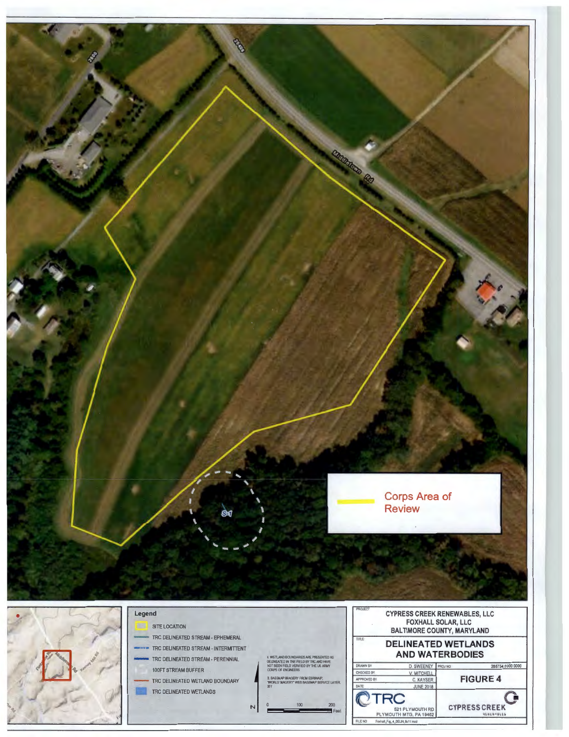Corps Area of Review

Middletown Rd

S-1

**Legend**

- SITE LOCATION
- TRC DELINEATED STREAM - EPHEMERAL
- TRC DELINEATED STREAM - INTERMITTENT
- TRC DELINEATED STREAM - PERENNIAL
- 100FT STREAM BUFFER
- TRC DELINEATED WETLAND BOUNDARY
- TRC DELINEATED WETLANDS

1. WETLAND BOUNDARIES ARE PRESENTED AS DELINEATED IN THE FIELD BY TRC AND HAVE NOT BEEN FIELD VERIFIED BY THE US ARMY CORPS OF ENGINEERS

2. BASEMAP IMAGERY FROM ESRI/NAIP, "WORLD IMAGERY" WEB BASEMAP SERVICE LAYER 201

N

0 100 200 Feet

PROJECT: CYPRESS CREEK RENEWABLES, LLC
FOXHALL SOLAR, LLC
BALTIMORE COUNTY, MARYLAND

TITLE: **DELINEATED WETLANDS AND WATERBODIES**

| | | | |
|---|---|---|---|
| DRAWN BY | D. SWEENEY | PROJ NO | 288754.0000.0000 |
| CHECKED BY | V. MITCHELL | **FIGURE 4** | |
| APPROVED BY | C. KAYSER | | |
| DATE | JUNE 2018 | | |

TRC
521 PLYMOUTH RD
PLYMOUTH MTG, PA 19462

CYPRESS CREEK RENEWABLES

FILE NO: Foxhall_Fig_4_DELIN_8x11.mxd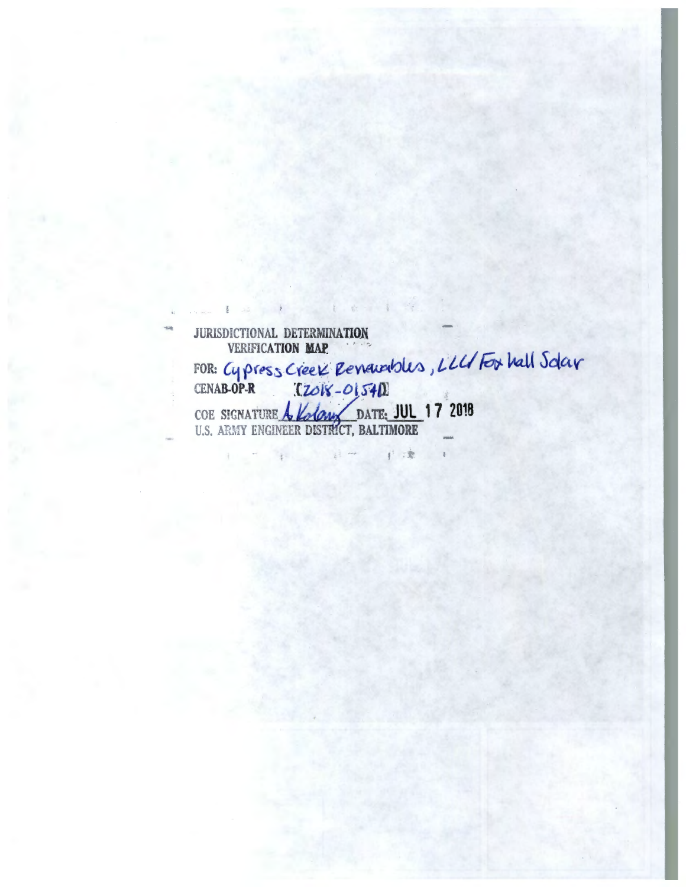JURISDICTIONAL DETERMINATION
VERIFICATION MAP

FOR: Cypress Creek Renewables, LLC/ Fox hall Solar

CENAB-OP-R [2018-01540]

COE SIGNATURE A Kolany DATE: JUL 17 2018

U.S. ARMY ENGINEER DISTRICT, BALTIMORE